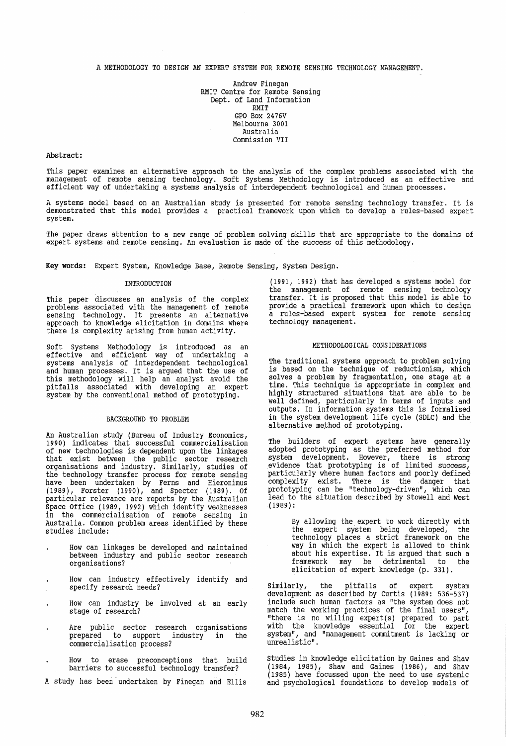# A METHODOLOGY TO DESIGN AN EXPERT SYSTEM FOR REMOTE SENSING TECHNOLOGY MANAGEMENT.

Andrew Finegan
RMIT Centre for Remote Sensing
Dept. of Land Information
RMIT
GPO Box 2476V
Melbourne 3001
Australia
Commission VII

**Abstract:**

This paper examines an alternative approach to the analysis of the complex problems associated with the management of remote sensing technology. Soft Systems Methodology is introduced as an effective and efficient way of undertaking a systems analysis of interdependent technological and human processes.

A systems model based on an Australian study is presented for remote sensing technology transfer. It is demonstrated that this model provides a practical framework upon which to develop a rules-based expert system.

The paper draws attention to a new range of problem solving skills that are appropriate to the domains of expert systems and remote sensing. An evaluation is made of the success of this methodology.

**Key words:** Expert System, Knowledge Base, Remote Sensing, System Design.

## INTRODUCTION

This paper discusses an analysis of the complex problems associated with the management of remote sensing technology. It presents an alternative approach to knowledge elicitation in domains where there is complexity arising from human activity.

Soft Systems Methodology is introduced as an effective and efficient way of undertaking a systems analysis of interdependent technological and human processes. It is argued that the use of this methodology will help an analyst avoid the pitfalls associated with developing an expert system by the conventional method of prototyping.

## BACKGROUND TO PROBLEM

An Australian study (Bureau of Industry Economics, 1990) indicates that successful commercialisation of new technologies is dependent upon the linkages that exist between the public sector research organisations and industry. Similarly, studies of the technology transfer process for remote sensing have been undertaken by Ferns and Hieronimus (1989), Forster (1990), and Specter (1989). Of particular relevance are reports by the Australian Space Office (1989, 1992) which identify weaknesses in the commercialisation of remote sensing in Australia. Common problem areas identified by these studies include:

- How can linkages be developed and maintained between industry and public sector research organisations?
- How can industry effectively identify and specify research needs?
- How can industry be involved at an early stage of research?
- Are public sector research organisations prepared to support industry in the commercialisation process?
- How to erase preconceptions that build barriers to successful technology transfer?

A study has been undertaken by Finegan and Ellis (1991, 1992) that has developed a systems model for the management of remote sensing technology transfer. It is proposed that this model is able to provide a practical framework upon which to design a rules-based expert system for remote sensing technology management.

## METHODOLOGICAL CONSIDERATIONS

The traditional systems approach to problem solving is based on the technique of reductionism, which solves a problem by fragmentation, one stage at a time. This technique is appropriate in complex and highly structured situations that are able to be well defined, particularly in terms of inputs and outputs. In information systems this is formalised in the system development life cycle (SDLC) and the alternative method of prototyping.

The builders of expert systems have generally adopted prototyping as the preferred method for system development. However, there is strong evidence that prototyping is of limited success, particularly where human factors and poorly defined complexity exist. There is the danger that prototyping can be "technology-driven", which can lead to the situation described by Stowell and West (1989):

> By allowing the expert to work directly with the expert system being developed, the technology places a strict framework on the way in which the expert is allowed to think about his expertise. It is argued that such a framework may be detrimental to the elicitation of expert knowledge (p. 331).

Similarly, the pitfalls of expert system development as described by Curtis (1989: 536-537) include such human factors as "the system does not match the working practices of the final users", "there is no willing expert(s) prepared to part with the knowledge essential for the expert system", and "management commitment is lacking or unrealistic".

Studies in knowledge elicitation by Gaines and Shaw (1984, 1985), Shaw and Gaines (1986), and Shaw (1985) have focussed upon the need to use systemic and psychological foundations to develop models of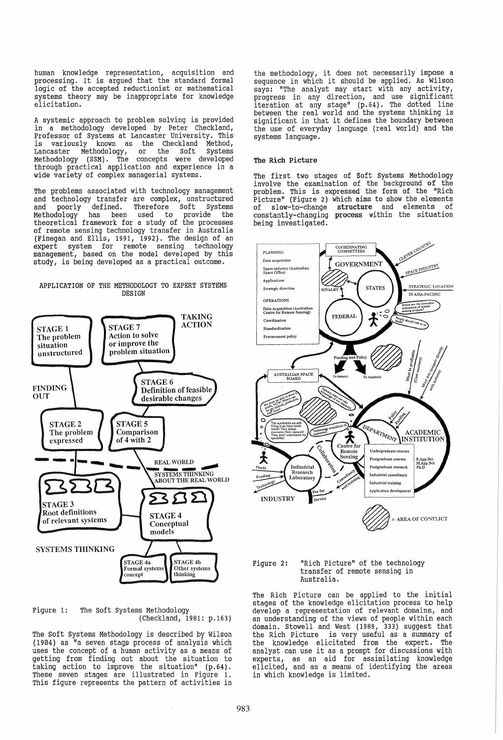human knowledge representation, acquisition and processing. It is argued that the standard formal logic of the accepted reductionist or mathematical systems theory may be inappropriate for knowledge elicitation.

A systemic approach to problem solving is provided in a methodology developed by Peter Checkland, Professor of Systems at Lancaster University. This is variously known as the Checkland Method, Lancaster Methodology, or the Soft Systems Methodology (SSM). The concepts were developed through practical application and experience in a wide variety of complex managerial systems.

The problems associated with technology management and technology transfer are complex, unstructured and poorly defined. Therefore Soft Systems Methodology has been used to provide the theoretical framework for a study of the processes of remote sensing technology transfer in Australia (Finegan and Ellis, 1991, 1992). The design of an expert system for remote sensing technology management, based on the model developed by this study, is being developed as a practical outcome.

## APPLICATION OF THE METHODOLOGY TO EXPERT SYSTEMS DESIGN

Figure 1: The Soft Systems Methodology (Checkland, 1981: p.163)

The Soft Systems Methodology is described by Wilson (1984) as "a seven stage process of analysis which uses the concept of a human activity as a means of getting from finding out about the situation to taking action to improve the situation" (p.64). These seven stages are illustrated in Figure 1. This figure represents the pattern of activities in the methodology, it does not necessarily impose a sequence in which it should be applied. As Wilson says: "The analyst may start with any activity, progress in any direction, and use significant iteration at any stage" (p.64). The dotted line between the real world and the systems thinking is significant in that it defines the boundary between the use of everyday language (real world) and the systems language.

### The Rich Picture

The first two stages of Soft Systems Methodology involve the examination of the background of the problem. This is expressed the form of the "Rich Picture" (Figure 2) which aims to show the elements of slow-to-change **structure** and elements of constantly-changing **process** within the situation being investigated.

Figure 2: "Rich Picture" of the technology transfer of remote sensing in Australia.

The Rich Picture can be applied to the initial stages of the knowledge elicitation process to help develop a representation of relevant domains, and an understanding of the views of people within each domain. Stowell and West (1989, 333) suggest that the Rich Picture is very useful as a summary of the knowledge elicitated from the expert. The analyst can use it as a prompt for discussions with experts, as an aid for assimilating knowledge elicited, and as a means of identifying the areas in which knowledge is limited.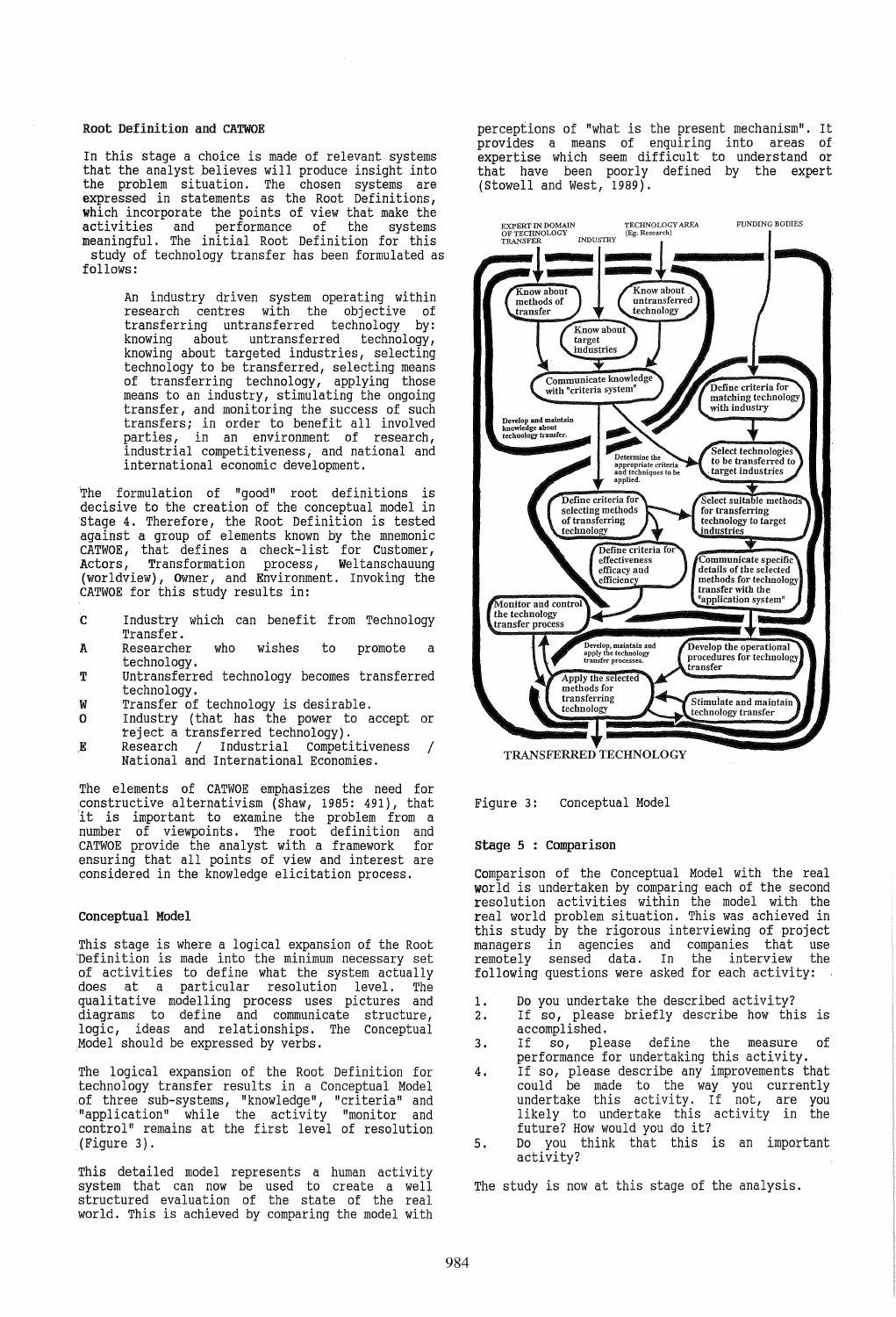### Root Definition and CATWOE

In this stage a choice is made of relevant systems that the analyst believes will produce insight into the problem situation. The chosen systems are expressed in statements as the Root Definitions, which incorporate the points of view that make the activities and performance of the systems meaningful. The initial Root Definition for this study of technology transfer has been formulated as follows:

> An industry driven system operating within research centres with the objective of transferring untransferred technology by: knowing about untransferred technology, knowing about targeted industries, selecting technology to be transferred, selecting means of transferring technology, applying those means to an industry, stimulating the ongoing transfer, and monitoring the success of such transfers; in order to benefit all involved parties, in an environment of research, industrial competitiveness, and national and international economic development.

The formulation of "good" root definitions is decisive to the creation of the conceptual model in Stage 4. Therefore, the Root Definition is tested against a group of elements known by the mnemonic CATWOE, that defines a check-list for Customer, Actors, Transformation process, Weltanschauung (worldview), Owner, and Environment. Invoking the CATWOE for this study results in:

- **C** Industry which can benefit from Technology Transfer.
- **A** Researcher who wishes to promote a technology.
- **T** Untransferred technology becomes transferred technology.
- **W** Transfer of technology is desirable.
- **O** Industry (that has the power to accept or reject a transferred technology).
- **E** Research / Industrial Competitiveness / National and International Economies.

The elements of CATWOE emphasizes the need for constructive alternativism (Shaw, 1985: 491), that it is important to examine the problem from a number of viewpoints. The root definition and CATWOE provide the analyst with a framework for ensuring that all points of view and interest are considered in the knowledge elicitation process.

### Conceptual Model

This stage is where a logical expansion of the Root Definition is made into the minimum necessary set of activities to define what the system actually does at a particular resolution level. The qualitative modelling process uses pictures and diagrams to define and communicate structure, logic, ideas and relationships. The Conceptual Model should be expressed by verbs.

The logical expansion of the Root Definition for technology transfer results in a Conceptual Model of three sub-systems, "knowledge", "criteria" and "application" while the activity "monitor and control" remains at the first level of resolution (Figure 3).

This detailed model represents a human activity system that can now be used to create a well structured evaluation of the state of the real world. This is achieved by comparing the model with perceptions of "what is the present mechanism". It provides a means of enquiring into areas of expertise which seem difficult to understand or that have been poorly defined by the expert (Stowell and West, 1989).

Figure 3: Conceptual Model

### Stage 5 : Comparison

Comparison of the Conceptual Model with the real world is undertaken by comparing each of the second resolution activities within the model with the real world problem situation. This was achieved in this study by the rigorous interviewing of project managers in agencies and companies that use remotely sensed data. In the interview the following questions were asked for each activity:

1. Do you undertake the described activity?
2. If so, please briefly describe how this is accomplished.
3. If so, please define the measure of performance for undertaking this activity.
4. If so, please describe any improvements that could be made to the way you currently undertake this activity. If not, are you likely to undertake this activity in the future? How would you do it?
5. Do you think that this is an important activity?

The study is now at this stage of the analysis.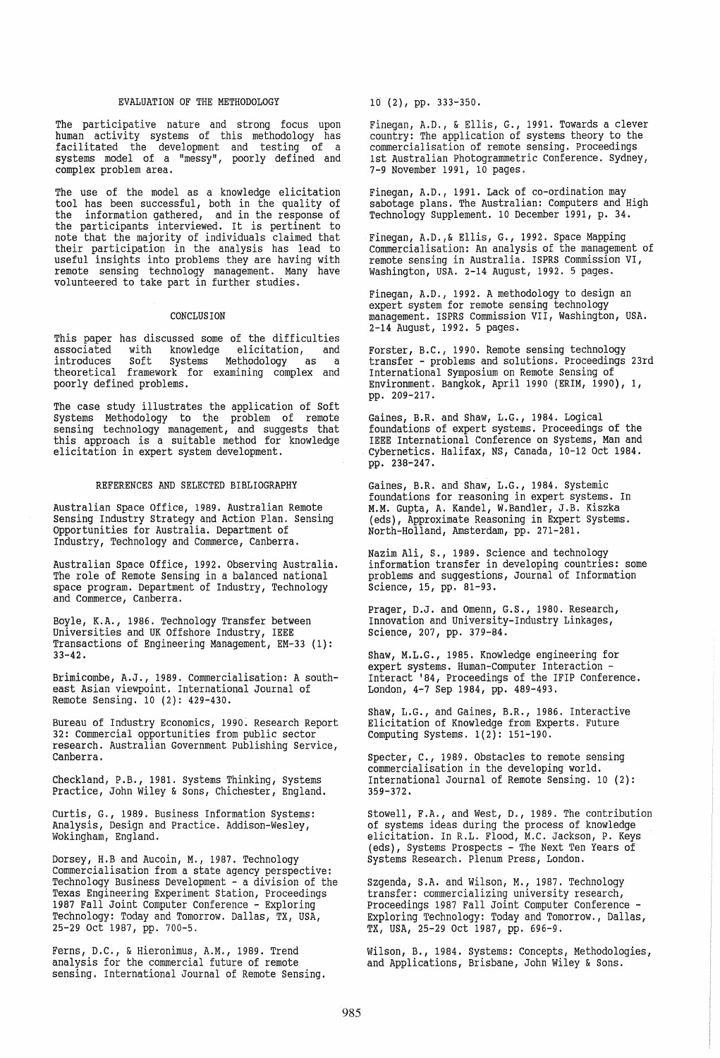## EVALUATION OF THE METHODOLOGY

The participative nature and strong focus upon human activity systems of this methodology has facilitated the development and testing of a systems model of a "messy", poorly defined and complex problem area.

The use of the model as a knowledge elicitation tool has been successful, both in the quality of the information gathered, and in the response of the participants interviewed. It is pertinent to note that the majority of individuals claimed that their participation in the analysis has lead to useful insights into problems they are having with remote sensing technology management. Many have volunteered to take part in further studies.

## CONCLUSION

This paper has discussed some of the difficulties associated with knowledge elicitation, and introduces Soft Systems Methodology as a theoretical framework for examining complex and poorly defined problems.

The case study illustrates the application of Soft Systems Methodology to the problem of remote sensing technology management, and suggests that this approach is a suitable method for knowledge elicitation in expert system development.

## REFERENCES AND SELECTED BIBLIOGRAPHY

Australian Space Office, 1989. Australian Remote Sensing Industry Strategy and Action Plan. Sensing Opportunities for Australia. Department of Industry, Technology and Commerce, Canberra.

Australian Space Office, 1992. Observing Australia. The role of Remote Sensing in a balanced national space program. Department of Industry, Technology and Commerce, Canberra.

Boyle, K.A., 1986. Technology Transfer between Universities and UK Offshore Industry, IEEE Transactions of Engineering Management, EM-33 (1): 33-42.

Brimicombe, A.J., 1989. Commercialisation: A south-east Asian viewpoint. International Journal of Remote Sensing. 10 (2): 429-430.

Bureau of Industry Economics, 1990. Research Report 32: Commercial opportunities from public sector research. Australian Government Publishing Service, Canberra.

Checkland, P.B., 1981. Systems Thinking, Systems Practice, John Wiley & Sons, Chichester, England.

Curtis, G., 1989. Business Information Systems: Analysis, Design and Practice. Addison-Wesley, Wokingham, England.

Dorsey, H.B and Aucoin, M., 1987. Technology Commercialisation from a state agency perspective: Technology Business Development - a division of the Texas Engineering Experiment Station, Proceedings 1987 Fall Joint Computer Conference - Exploring Technology: Today and Tomorrow. Dallas, TX, USA, 25-29 Oct 1987, pp. 700-5.

Ferns, D.C., & Hieronimus, A.M., 1989. Trend analysis for the commercial future of remote sensing. International Journal of Remote Sensing. 10 (2), pp. 333-350.

Finegan, A.D., & Ellis, G., 1991. Towards a clever country: The application of systems theory to the commercialisation of remote sensing. Proceedings 1st Australian Photogrammetric Conference. Sydney, 7-9 November 1991, 10 pages.

Finegan, A.D., 1991. Lack of co-ordination may sabotage plans. The Australian: Computers and High Technology Supplement. 10 December 1991, p. 34.

Finegan, A.D.,& Ellis, G., 1992. Space Mapping Commercialisation: An analysis of the management of remote sensing in Australia. ISPRS Commission VI, Washington, USA. 2-14 August, 1992. 5 pages.

Finegan, A.D., 1992. A methodology to design an expert system for remote sensing technology management. ISPRS Commission VII, Washington, USA. 2-14 August, 1992. 5 pages.

Forster, B.C., 1990. Remote sensing technology transfer - problems and solutions. Proceedings 23rd International Symposium on Remote Sensing of Environment. Bangkok, April 1990 (ERIM, 1990), 1, pp. 209-217.

Gaines, B.R. and Shaw, L.G., 1984. Logical foundations of expert systems. Proceedings of the IEEE International Conference on Systems, Man and Cybernetics. Halifax, NS, Canada, 10-12 Oct 1984. pp. 238-247.

Gaines, B.R. and Shaw, L.G., 1984. Systemic foundations for reasoning in expert systems. In M.M. Gupta, A. Kandel, W.Bandler, J.B. Kiszka (eds), Approximate Reasoning in Expert Systems. North-Holland, Amsterdam, pp. 271-281.

Nazim Ali, S., 1989. Science and technology information transfer in developing countries: some problems and suggestions, Journal of Information Science, 15, pp. 81-93.

Prager, D.J. and Omenn, G.S., 1980. Research, Innovation and University-Industry Linkages, Science, 207, pp. 379-84.

Shaw, M.L.G., 1985. Knowledge engineering for expert systems. Human-Computer Interaction - Interact '84, Proceedings of the IFIP Conference. London, 4-7 Sep 1984, pp. 489-493.

Shaw, L.G., and Gaines, B.R., 1986. Interactive Elicitation of Knowledge from Experts. Future Computing Systems. 1(2): 151-190.

Specter, C., 1989. Obstacles to remote sensing commercialisation in the developing world. International Journal of Remote Sensing. 10 (2): 359-372.

Stowell, F.A., and West, D., 1989. The contribution of systems ideas during the process of knowledge elicitation. In R.L. Flood, M.C. Jackson, P. Keys (eds), Systems Prospects - The Next Ten Years of Systems Research. Plenum Press, London.

Szgenda, S.A. and Wilson, M., 1987. Technology transfer: commercializing university research, Proceedings 1987 Fall Joint Computer Conference - Exploring Technology: Today and Tomorrow., Dallas, TX, USA, 25-29 Oct 1987, pp. 696-9.

Wilson, B., 1984. Systems: Concepts, Methodologies, and Applications, Brisbane, John Wiley & Sons.